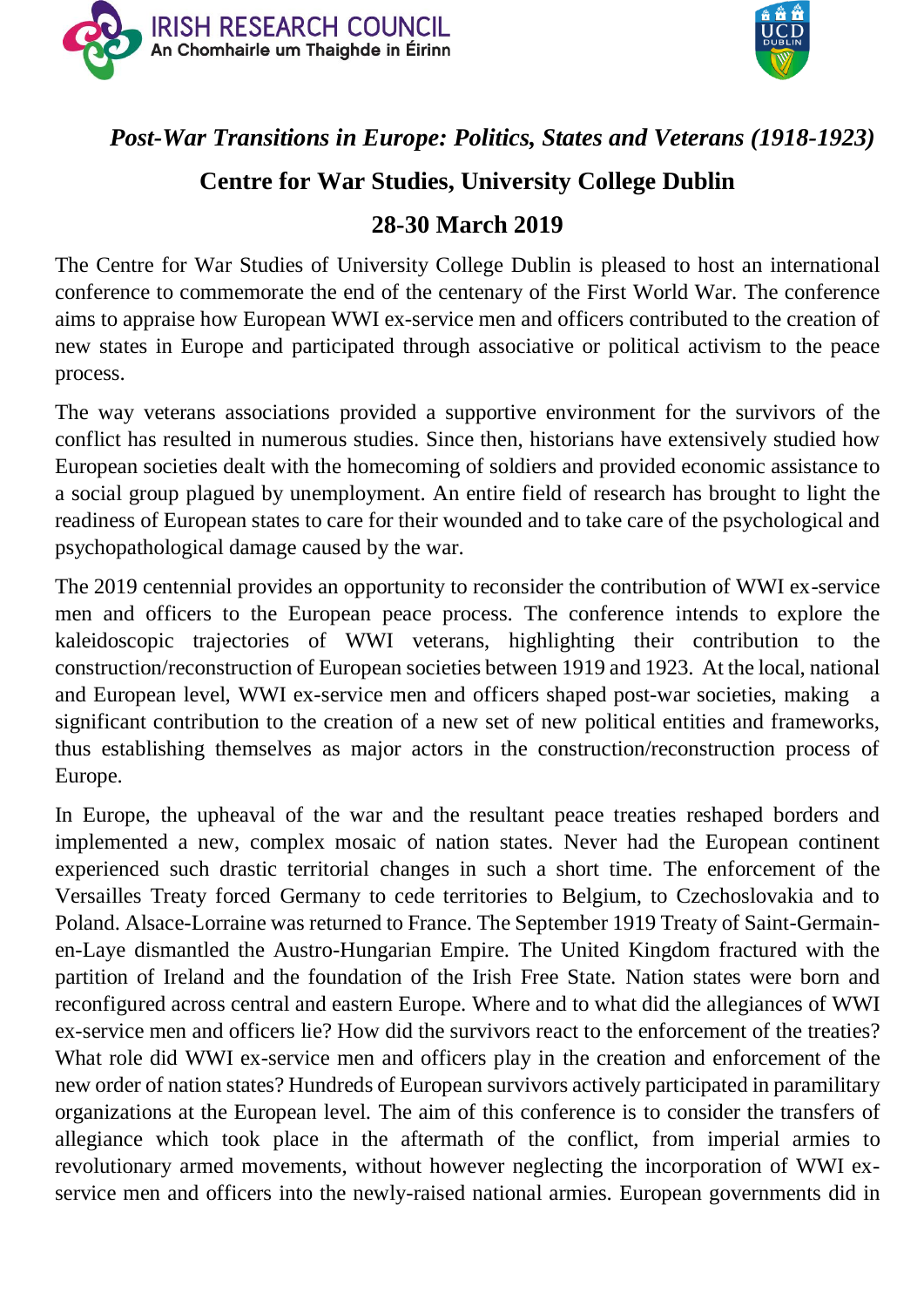# *Post-War Transitions in Europe: Politics, States and Veterans (1918-1923)*

## Centre for War Studies, University College Dublin

## 28-30 March 2019

The Centre for War Studies of University College Dublin is pleased to host an international conference to commemorate the end of the centenary of the First World War. The conference aims to appraise how European WWI ex-service men and officers contributed to the creation of new states in Europe and participated through associative or political activism to the peace process.

The way veterans associations provided a supportive environment for the survivors of the conflict has resulted in numerous studies. Since then, historians have extensively studied how European societies dealt with the homecoming of soldiers and provided economic assistance to a social group plagued by unemployment. An entire field of research has brought to light the readiness of European states to care for their wounded and to take care of the psychological and psychopathological damage caused by the war.

The 2019 centennial provides an opportunity to reconsider the contribution of WWI ex-service men and officers to the European peace process. The conference intends to explore the kaleidoscopic trajectories of WWI veterans, highlighting their contribution to the construction/reconstruction of European societies between 1919 and 1923. At the local, national and European level, WWI ex-service men and officers shaped post-war societies, making a significant contribution to the creation of a new set of new political entities and frameworks, thus establishing themselves as major actors in the construction/reconstruction process of Europe.

In Europe, the upheaval of the war and the resultant peace treaties reshaped borders and implemented a new, complex mosaic of nation states. Never had the European continent experienced such drastic territorial changes in such a short time. The enforcement of the Versailles Treaty forced Germany to cede territories to Belgium, to Czechoslovakia and to Poland. Alsace-Lorraine was returned to France. The September 1919 Treaty of Saint-Germain-en-Laye dismantled the Austro-Hungarian Empire. The United Kingdom fractured with the partition of Ireland and the foundation of the Irish Free State. Nation states were born and reconfigured across central and eastern Europe. Where and to what did the allegiances of WWI ex-service men and officers lie? How did the survivors react to the enforcement of the treaties? What role did WWI ex-service men and officers play in the creation and enforcement of the new order of nation states? Hundreds of European survivors actively participated in paramilitary organizations at the European level. The aim of this conference is to consider the transfers of allegiance which took place in the aftermath of the conflict, from imperial armies to revolutionary armed movements, without however neglecting the incorporation of WWI ex-service men and officers into the newly-raised national armies. European governments did in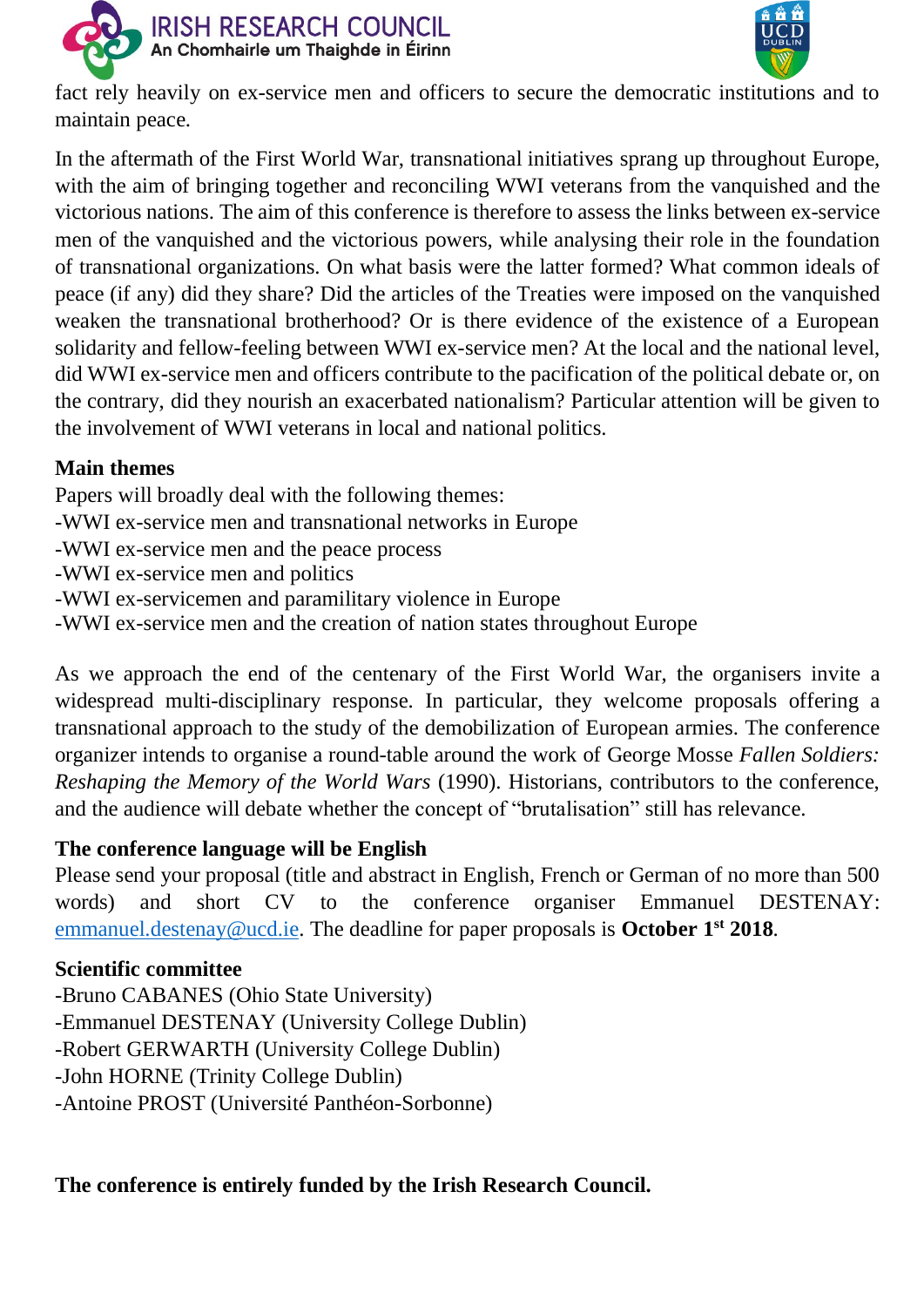fact rely heavily on ex-service men and officers to secure the democratic institutions and to maintain peace.

In the aftermath of the First World War, transnational initiatives sprang up throughout Europe, with the aim of bringing together and reconciling WWI veterans from the vanquished and the victorious nations. The aim of this conference is therefore to assess the links between ex-service men of the vanquished and the victorious powers, while analysing their role in the foundation of transnational organizations. On what basis were the latter formed? What common ideals of peace (if any) did they share? Did the articles of the Treaties were imposed on the vanquished weaken the transnational brotherhood? Or is there evidence of the existence of a European solidarity and fellow-feeling between WWI ex-service men? At the local and the national level, did WWI ex-service men and officers contribute to the pacification of the political debate or, on the contrary, did they nourish an exacerbated nationalism? Particular attention will be given to the involvement of WWI veterans in local and national politics.

**Main themes**

Papers will broadly deal with the following themes:

-WWI ex-service men and transnational networks in Europe
-WWI ex-service men and the peace process
-WWI ex-service men and politics
-WWI ex-servicemen and paramilitary violence in Europe
-WWI ex-service men and the creation of nation states throughout Europe

As we approach the end of the centenary of the First World War, the organisers invite a widespread multi-disciplinary response. In particular, they welcome proposals offering a transnational approach to the study of the demobilization of European armies. The conference organizer intends to organise a round-table around the work of George Mosse *Fallen Soldiers: Reshaping the Memory of the World Wars* (1990). Historians, contributors to the conference, and the audience will debate whether the concept of "brutalisation" still has relevance.

**The conference language will be English**

Please send your proposal (title and abstract in English, French or German of no more than 500 words) and short CV to the conference organiser Emmanuel DESTENAY: emmanuel.destenay@ucd.ie. The deadline for paper proposals is **October 1st 2018**.

**Scientific committee**

-Bruno CABANES (Ohio State University)
-Emmanuel DESTENAY (University College Dublin)
-Robert GERWARTH (University College Dublin)
-John HORNE (Trinity College Dublin)
-Antoine PROST (Université Panthéon-Sorbonne)

**The conference is entirely funded by the Irish Research Council.**